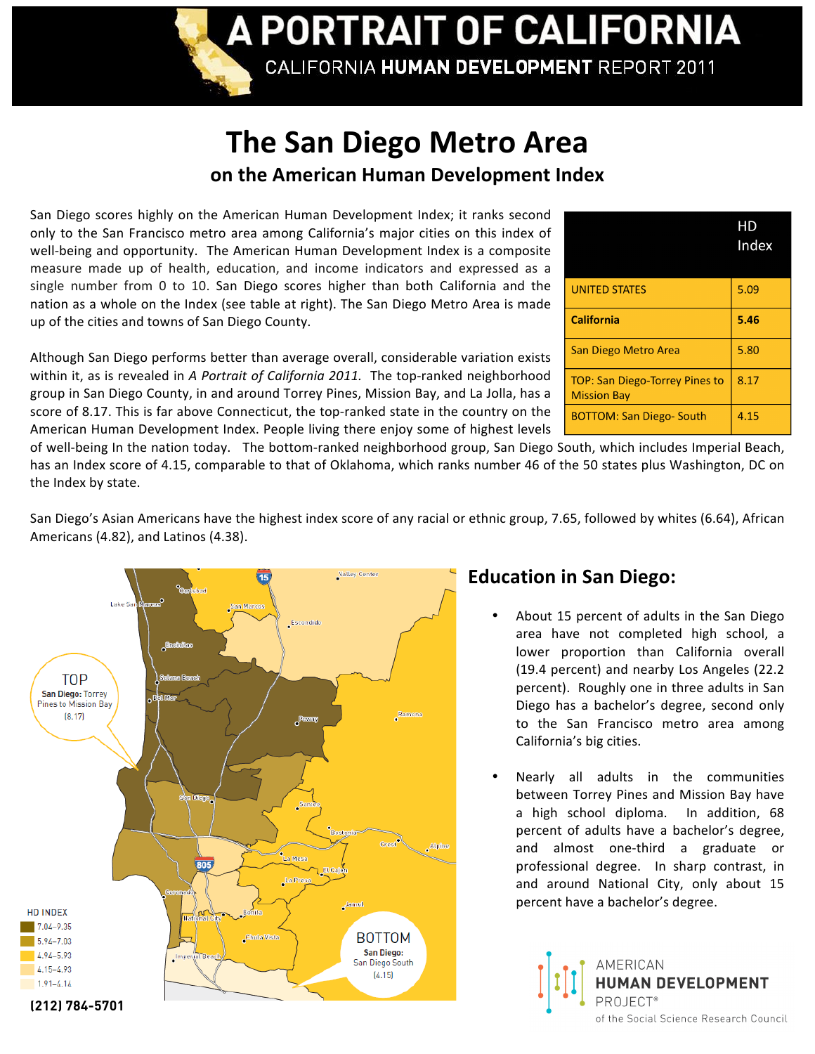# A PORTRAIT OF CALIFORNIA

CALIFORNIA **HUMAN DEVELOPMENT** REPORT 2011

# The San Diego Metro Area

## on the American Human Development Index

San Diego scores highly on the American Human Development Index; it ranks second only to the San Francisco metro area among California's major cities on this index of well-being and opportunity. The American Human Development Index is a composite measure made up of health, education, and income indicators and expressed as a single number from 0 to 10. San Diego scores higher than both California and the nation as a whole on the Index (see table at right). The San Diego Metro Area is made up of the cities and towns of San Diego County.

| | HD Index |
|---|---|
| UNITED STATES | 5.09 |
| **California** | **5.46** |
| San Diego Metro Area | 5.80 |
| TOP: San Diego-Torrey Pines to Mission Bay | 8.17 |
| BOTTOM: San Diego- South | 4.15 |

Although San Diego performs better than average overall, considerable variation exists within it, as is revealed in *A Portrait of California 2011.* The top-ranked neighborhood group in San Diego County, in and around Torrey Pines, Mission Bay, and La Jolla, has a score of 8.17. This is far above Connecticut, the top-ranked state in the country on the American Human Development Index. People living there enjoy some of highest levels of well-being In the nation today. The bottom-ranked neighborhood group, San Diego South, which includes Imperial Beach, has an Index score of 4.15, comparable to that of Oklahoma, which ranks number 46 of the 50 states plus Washington, DC on the Index by state.

San Diego's Asian Americans have the highest index score of any racial or ethnic group, 7.65, followed by whites (6.64), African Americans (4.82), and Latinos (4.38).

TOP
San Diego: Torrey Pines to Mission Bay
(8.17)

BOTTOM
San Diego:
San Diego South
(4.15)

Valley Center
Carlsbad
Lake San Marcos
San Marcos
Escondido
Encinitas
Solana Beach
Del Mar
Poway
Ramona
San Diego
Santee
Bostonia
Crest
Alpine
La Mesa
El Cajon
La Presa
Coronado
Jamul
Bonita
National City
Chula Vista
Imperial Beach
15
805

HD INDEX
7.04–9.35
5.94–7.03
4.94–5.93
4.15–4.93
1.91–4.14

**(212) 784-5701**

## Education in San Diego:

- About 15 percent of adults in the San Diego area have not completed high school, a lower proportion than California overall (19.4 percent) and nearby Los Angeles (22.2 percent). Roughly one in three adults in San Diego has a bachelor's degree, second only to the San Francisco metro area among California's big cities.
- Nearly all adults in the communities between Torrey Pines and Mission Bay have a high school diploma. In addition, 68 percent of adults have a bachelor's degree, and almost one-third a graduate or professional degree. In sharp contrast, in and around National City, only about 15 percent have a bachelor's degree.

AMERICAN
**HUMAN DEVELOPMENT**
PROJECT®
of the Social Science Research Council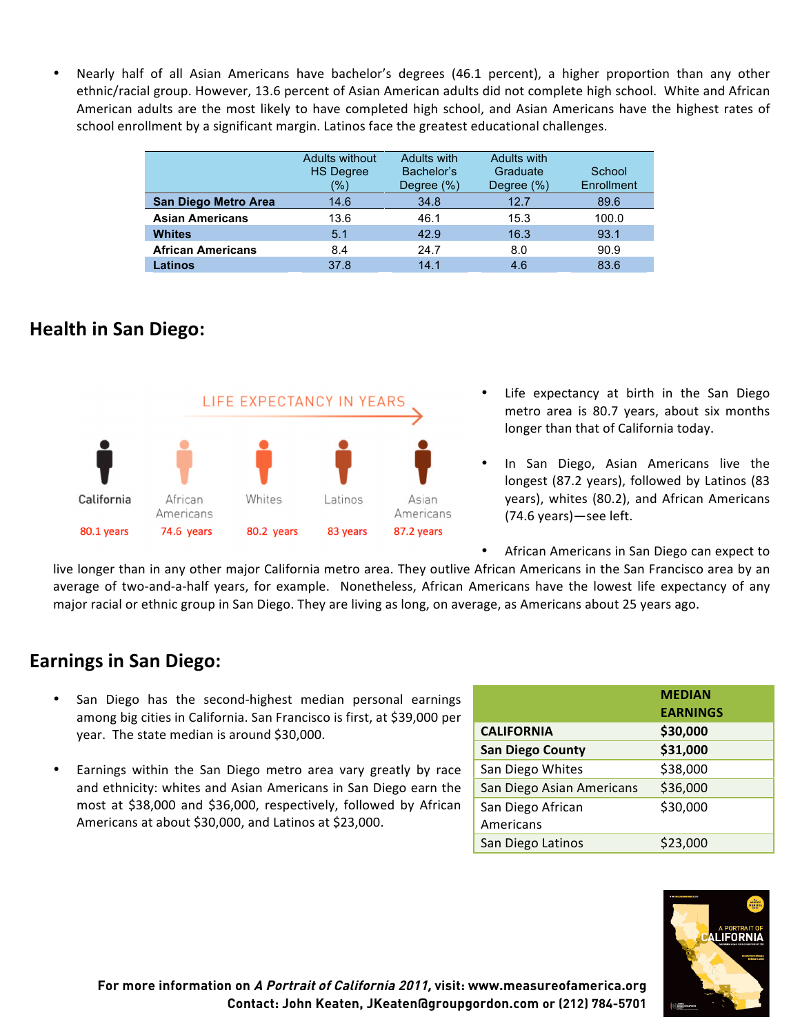- Nearly half of all Asian Americans have bachelor's degrees (46.1 percent), a higher proportion than any other ethnic/racial group. However, 13.6 percent of Asian American adults did not complete high school. White and African American adults are the most likely to have completed high school, and Asian Americans have the highest rates of school enrollment by a significant margin. Latinos face the greatest educational challenges.

| | Adults without HS Degree (%) | Adults with Bachelor's Degree (%) | Adults with Graduate Degree (%) | School Enrollment |
|---|---|---|---|---|
| **San Diego Metro Area** | 14.6 | 34.8 | 12.7 | 89.6 |
| **Asian Americans** | 13.6 | 46.1 | 15.3 | 100.0 |
| **Whites** | 5.1 | 42.9 | 16.3 | 93.1 |
| **African Americans** | 8.4 | 24.7 | 8.0 | 90.9 |
| **Latinos** | 37.8 | 14.1 | 4.6 | 83.6 |

## Health in San Diego:

LIFE EXPECTANCY IN YEARS

California 80.1 years
African Americans 74.6 years
Whites 80.2 years
Latinos 83 years
Asian Americans 87.2 years

- Life expectancy at birth in the San Diego metro area is 80.7 years, about six months longer than that of California today.
- In San Diego, Asian Americans live the longest (87.2 years), followed by Latinos (83 years), whites (80.2), and African Americans (74.6 years)—see left.
- African Americans in San Diego can expect to live longer than in any other major California metro area. They outlive African Americans in the San Francisco area by an average of two-and-a-half years, for example. Nonetheless, African Americans have the lowest life expectancy of any major racial or ethnic group in San Diego. They are living as long, on average, as Americans about 25 years ago.

## Earnings in San Diego:

- San Diego has the second-highest median personal earnings among big cities in California. San Francisco is first, at $39,000 per year. The state median is around $30,000.
- Earnings within the San Diego metro area vary greatly by race and ethnicity: whites and Asian Americans in San Diego earn the most at $38,000 and $36,000, respectively, followed by African Americans at about $30,000, and Latinos at $23,000.

| | **MEDIAN EARNINGS** |
|---|---|
| **CALIFORNIA** | **$30,000** |
| **San Diego County** | **$31,000** |
| San Diego Whites | $38,000 |
| San Diego Asian Americans | $36,000 |
| San Diego African Americans | $30,000 |
| San Diego Latinos | $23,000 |

**For more information on *A Portrait of California 2011*, visit: www.measureofamerica.org**
**Contact: John Keaten, JKeaten@groupgordon.com or (212) 784-5701**